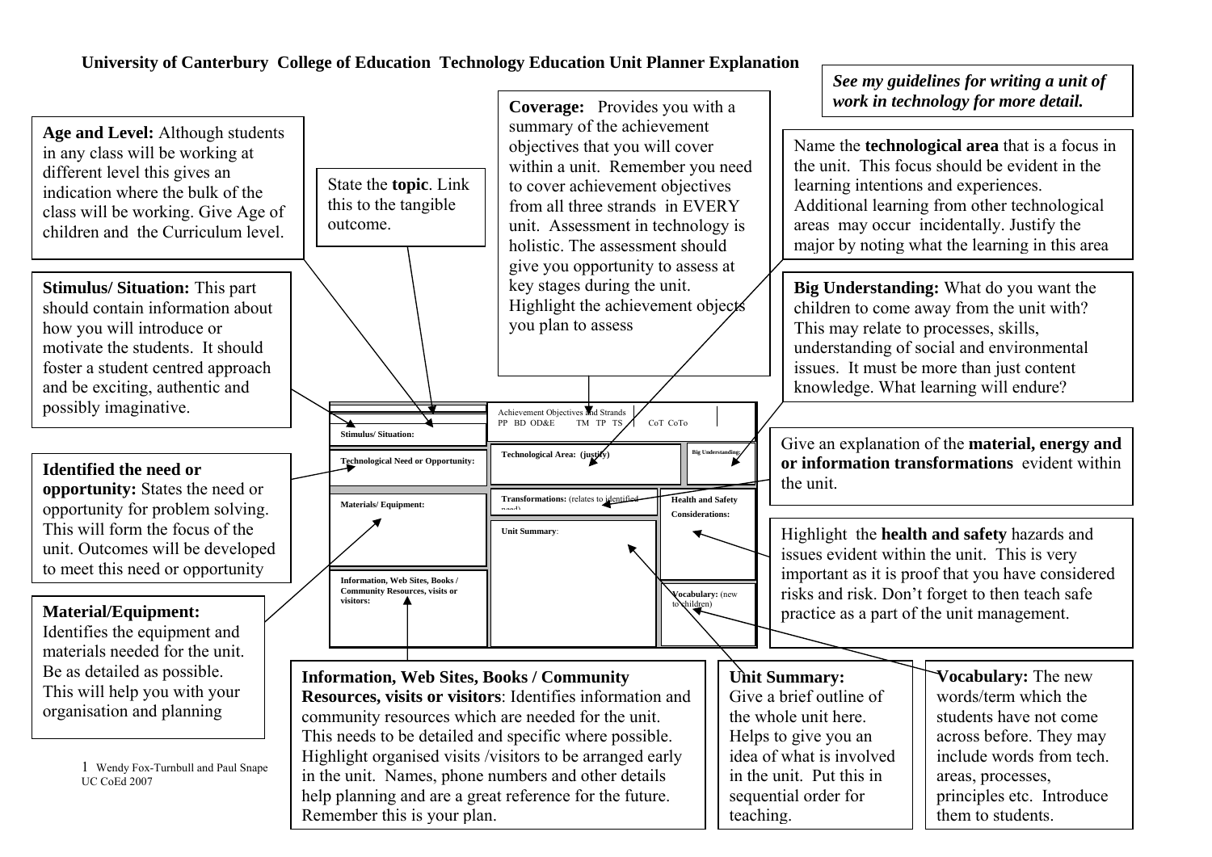# University of Canterbury College of Education Technology Education Unit Planner Explanation

***See my guidelines for writing a unit of work in technology for more detail.***

**Age and Level:** Although students in any class will be working at different level this gives an indication where the bulk of the class will be working. Give Age of children and the Curriculum level.

State the **topic**. Link this to the tangible outcome.

**Coverage:** Provides you with a summary of the achievement objectives that you will cover within a unit. Remember you need to cover achievement objectives from all three strands in EVERY unit. Assessment in technology is holistic. The assessment should give you opportunity to assess at key stages during the unit. Highlight the achievement objects you plan to assess

Name the **technological area** that is a focus in the unit. This focus should be evident in the learning intentions and experiences. Additional learning from other technological areas may occur incidentally. Justify the major by noting what the learning in this area

**Stimulus/ Situation:** This part should contain information about how you will introduce or motivate the students. It should foster a student centred approach and be exciting, authentic and possibly imaginative.

**Big Understanding:** What do you want the children to come away from the unit with? This may relate to processes, skills, understanding of social and environmental issues. It must be more than just content knowledge. What learning will endure?

| | | | |
|---|---|---|---|
| | Achievement Objectives and Strands PP BD OD&E TM TP TS CoT CoTo | | |
| **Stimulus/ Situation:** | | | |
| **Technological Need or Opportunity:** | **Technological Area: (justify)** | | **Big Understanding:** |
| **Materials/ Equipment:** | **Transformations:** (relates to identified need) | | **Health and Safety Considerations:** |
| | **Unit Summary**: | | |
| **Information, Web Sites, Books / Community Resources, visits or visitors:** | | | **Vocabulary:** (new to children) |

Give an explanation of the **material, energy and or information transformations** evident within the unit.

**Identified the need or opportunity:** States the need or opportunity for problem solving. This will form the focus of the unit. Outcomes will be developed to meet this need or opportunity

Highlight the **health and safety** hazards and issues evident within the unit. This is very important as it is proof that you have considered risks and risk. Don't forget to then teach safe practice as a part of the unit management.

**Material/Equipment:** Identifies the equipment and materials needed for the unit. Be as detailed as possible. This will help you with your organisation and planning

**Information, Web Sites, Books / Community Resources, visits or visitors**: Identifies information and community resources which are needed for the unit. This needs to be detailed and specific where possible. Highlight organised visits /visitors to be arranged early in the unit. Names, phone numbers and other details help planning and are a great reference for the future. Remember this is your plan.

**Unit Summary:** Give a brief outline of the whole unit here. Helps to give you an idea of what is involved in the unit. Put this in sequential order for teaching.

**Vocabulary:** The new words/term which the students have not come across before. They may include words from tech. areas, processes, principles etc. Introduce them to students.

1 Wendy Fox-Turnbull and Paul Snape UC CoEd 2007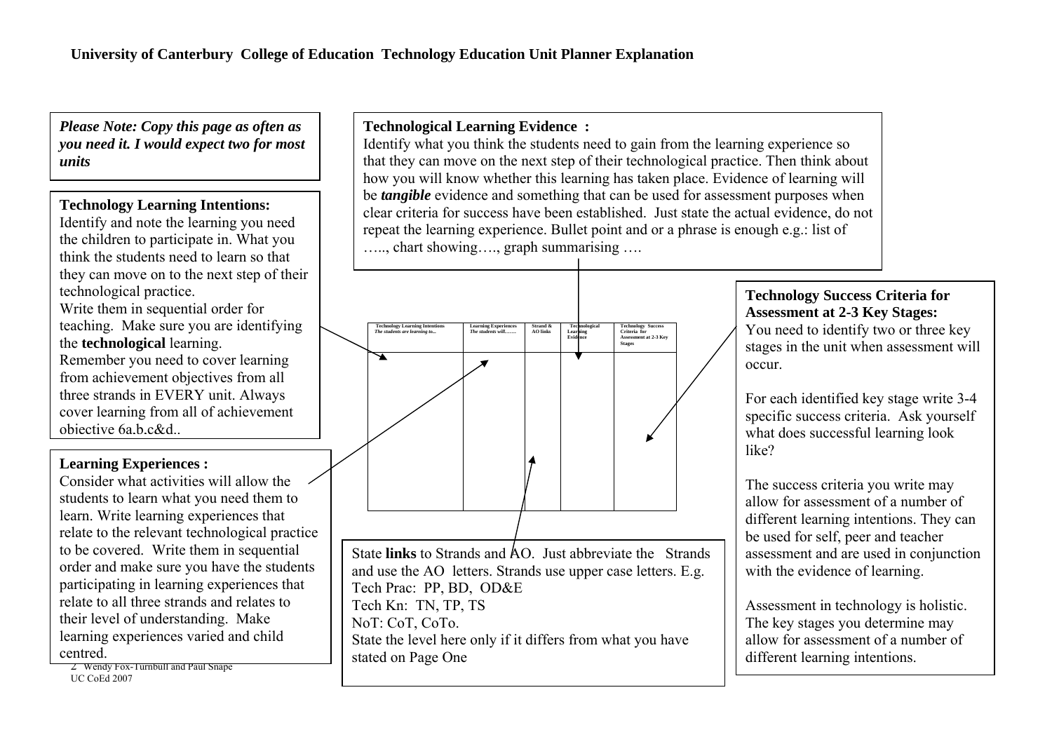# University of Canterbury College of Education Technology Education Unit Planner Explanation

***Please Note: Copy this page as often as you need it. I would expect two for most units***

**Technology Learning Intentions:**
Identify and note the learning you need the children to participate in. What you think the students need to learn so that they can move on to the next step of their technological practice.
Write them in sequential order for teaching. Make sure you are identifying the **technological** learning.
Remember you need to cover learning from achievement objectives from all three strands in EVERY unit. Always cover learning from all of achievement objective 6a.b.c&d..

**Learning Experiences :**
Consider what activities will allow the students to learn what you need them to learn. Write learning experiences that relate to the relevant technological practice to be covered. Write them in sequential order and make sure you have the students participating in learning experiences that relate to all three strands and relates to their level of understanding. Make learning experiences varied and child centred.

**Technological Learning Evidence :**
Identify what you think the students need to gain from the learning experience so that they can move on to the next step of their technological practice. Then think about how you will know whether this learning has taken place. Evidence of learning will be ***tangible*** evidence and something that can be used for assessment purposes when clear criteria for success have been established. Just state the actual evidence, do not repeat the learning experience. Bullet point and or a phrase is enough e.g.: list of ….., chart showing…., graph summarising ….

| Technology Learning Intentions *The students are learning to...* | Learning Experiences *The students will…….* | Strand & AO links | Technological Learning Evidence | Technology Success Criteria for Assessment at 2-3 Key Stages |
|---|---|---|---|---|
| | | | | |

State **links** to Strands and AO. Just abbreviate the Strands and use the AO letters. Strands use upper case letters. E.g.
Tech Prac: PP, BD, OD&E
Tech Kn: TN, TP, TS
NoT: CoT, CoTo.
State the level here only if it differs from what you have stated on Page One

**Technology Success Criteria for Assessment at 2-3 Key Stages:**
You need to identify two or three key stages in the unit when assessment will occur.

For each identified key stage write 3-4 specific success criteria. Ask yourself what does successful learning look like?

The success criteria you write may allow for assessment of a number of different learning intentions. They can be used for self, peer and teacher assessment and are used in conjunction with the evidence of learning.

Assessment in technology is holistic. The key stages you determine may allow for assessment of a number of different learning intentions.

Wendy Fox-Turnbull and Paul Snape
UC CoEd 2007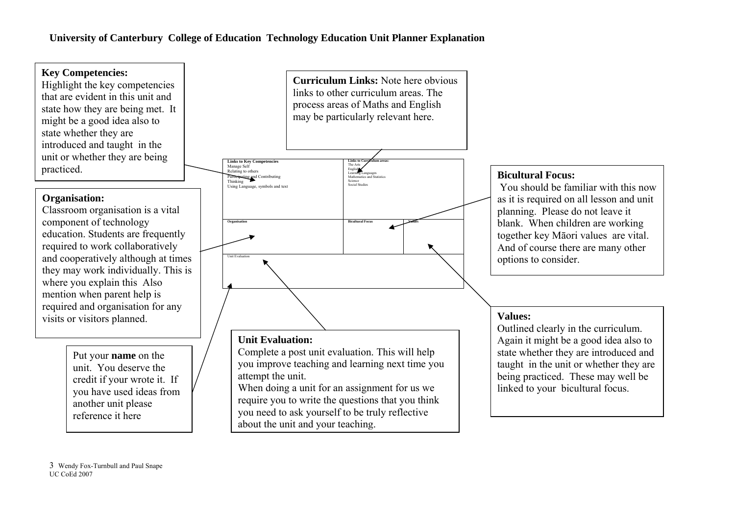**University of Canterbury College of Education Technology Education Unit Planner Explanation**

**Key Competencies:**
Highlight the key competencies that are evident in this unit and state how they are being met. It might be a good idea also to state whether they are introduced and taught in the unit or whether they are being practiced.

**Curriculum Links:** Note here obvious links to other curriculum areas. The process areas of Maths and English may be particularly relevant here.

| | | |
|---|---|---|
| **Links to Key Competencies**<br>Manage Self<br>Relating to others<br>Participating and Contributing<br>Thinking<br>Using Language, symbols and text | **Links to Curriculum areas:**<br>The Arts<br>English<br>Learning Languages<br>Mathematics and Statistics<br>Science<br>Social Studies | |
| **Organisation** | **Bicultural Focus** | **Values** |
| Unit Evaluation | | |

**Bicultural Focus:**
You should be familiar with this now as it is required on all lesson and unit planning. Please do not leave it blank. When children are working together key Māori values are vital. And of course there are many other options to consider.

**Organisation:**
Classroom organisation is a vital component of technology education. Students are frequently required to work collaboratively and cooperatively although at times they may work individually. This is where you explain this Also mention when parent help is required and organisation for any visits or visitors planned.

**Values:**
Outlined clearly in the curriculum. Again it might be a good idea also to state whether they are introduced and taught in the unit or whether they are being practiced. These may well be linked to your bicultural focus.

Put your **name** on the unit. You deserve the credit if your wrote it. If you have used ideas from another unit please reference it here

**Unit Evaluation:**
Complete a post unit evaluation. This will help you improve teaching and learning next time you attempt the unit.
When doing a unit for an assignment for us we require you to write the questions that you think you need to ask yourself to be truly reflective about the unit and your teaching.

Wendy Fox-Turnbull and Paul Snape
UC CoEd 2007